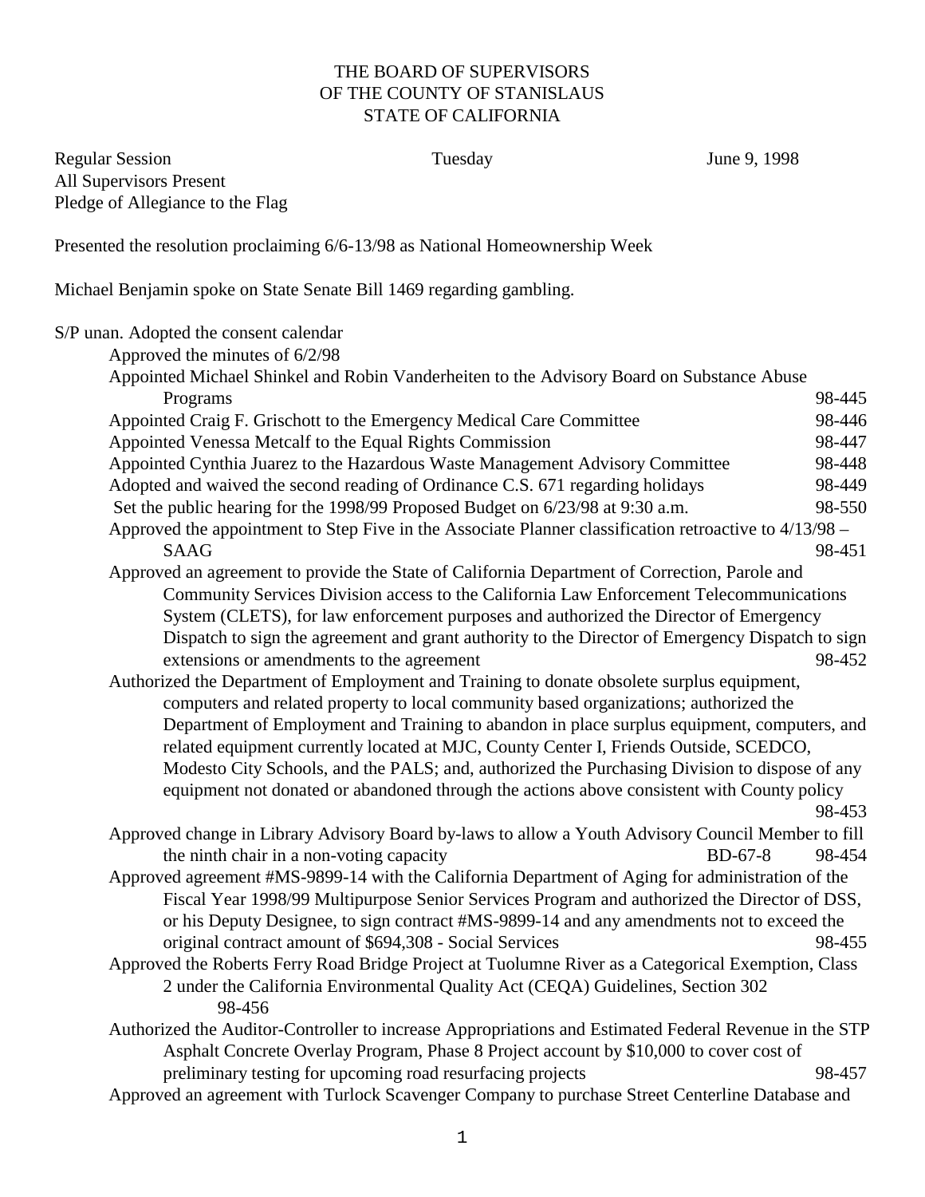THE BOARD OF SUPERVISORS
OF THE COUNTY OF STANISLAUS
STATE OF CALIFORNIA

Regular Session Tuesday June 9, 1998
All Supervisors Present
Pledge of Allegiance to the Flag

Presented the resolution proclaiming 6/6-13/98 as National Homeownership Week

Michael Benjamin spoke on State Senate Bill 1469 regarding gambling.

S/P unan. Adopted the consent calendar

- Approved the minutes of 6/2/98
- Appointed Michael Shinkel and Robin Vanderheiten to the Advisory Board on Substance Abuse Programs 98-445
- Appointed Craig F. Grischott to the Emergency Medical Care Committee 98-446
- Appointed Venessa Metcalf to the Equal Rights Commission 98-447
- Appointed Cynthia Juarez to the Hazardous Waste Management Advisory Committee 98-448
- Adopted and waived the second reading of Ordinance C.S. 671 regarding holidays 98-449
- Set the public hearing for the 1998/99 Proposed Budget on 6/23/98 at 9:30 a.m. 98-550
- Approved the appointment to Step Five in the Associate Planner classification retroactive to 4/13/98 – SAAG 98-451
- Approved an agreement to provide the State of California Department of Correction, Parole and Community Services Division access to the California Law Enforcement Telecommunications System (CLETS), for law enforcement purposes and authorized the Director of Emergency Dispatch to sign the agreement and grant authority to the Director of Emergency Dispatch to sign extensions or amendments to the agreement 98-452
- Authorized the Department of Employment and Training to donate obsolete surplus equipment, computers and related property to local community based organizations; authorized the Department of Employment and Training to abandon in place surplus equipment, computers, and related equipment currently located at MJC, County Center I, Friends Outside, SCEDCO, Modesto City Schools, and the PALS; and, authorized the Purchasing Division to dispose of any equipment not donated or abandoned through the actions above consistent with County policy 98-453
- Approved change in Library Advisory Board by-laws to allow a Youth Advisory Council Member to fill the ninth chair in a non-voting capacity BD-67-8 98-454
- Approved agreement #MS-9899-14 with the California Department of Aging for administration of the Fiscal Year 1998/99 Multipurpose Senior Services Program and authorized the Director of DSS, or his Deputy Designee, to sign contract #MS-9899-14 and any amendments not to exceed the original contract amount of $694,308 - Social Services 98-455
- Approved the Roberts Ferry Road Bridge Project at Tuolumne River as a Categorical Exemption, Class 2 under the California Environmental Quality Act (CEQA) Guidelines, Section 302 98-456
- Authorized the Auditor-Controller to increase Appropriations and Estimated Federal Revenue in the STP Asphalt Concrete Overlay Program, Phase 8 Project account by $10,000 to cover cost of preliminary testing for upcoming road resurfacing projects 98-457
- Approved an agreement with Turlock Scavenger Company to purchase Street Centerline Database and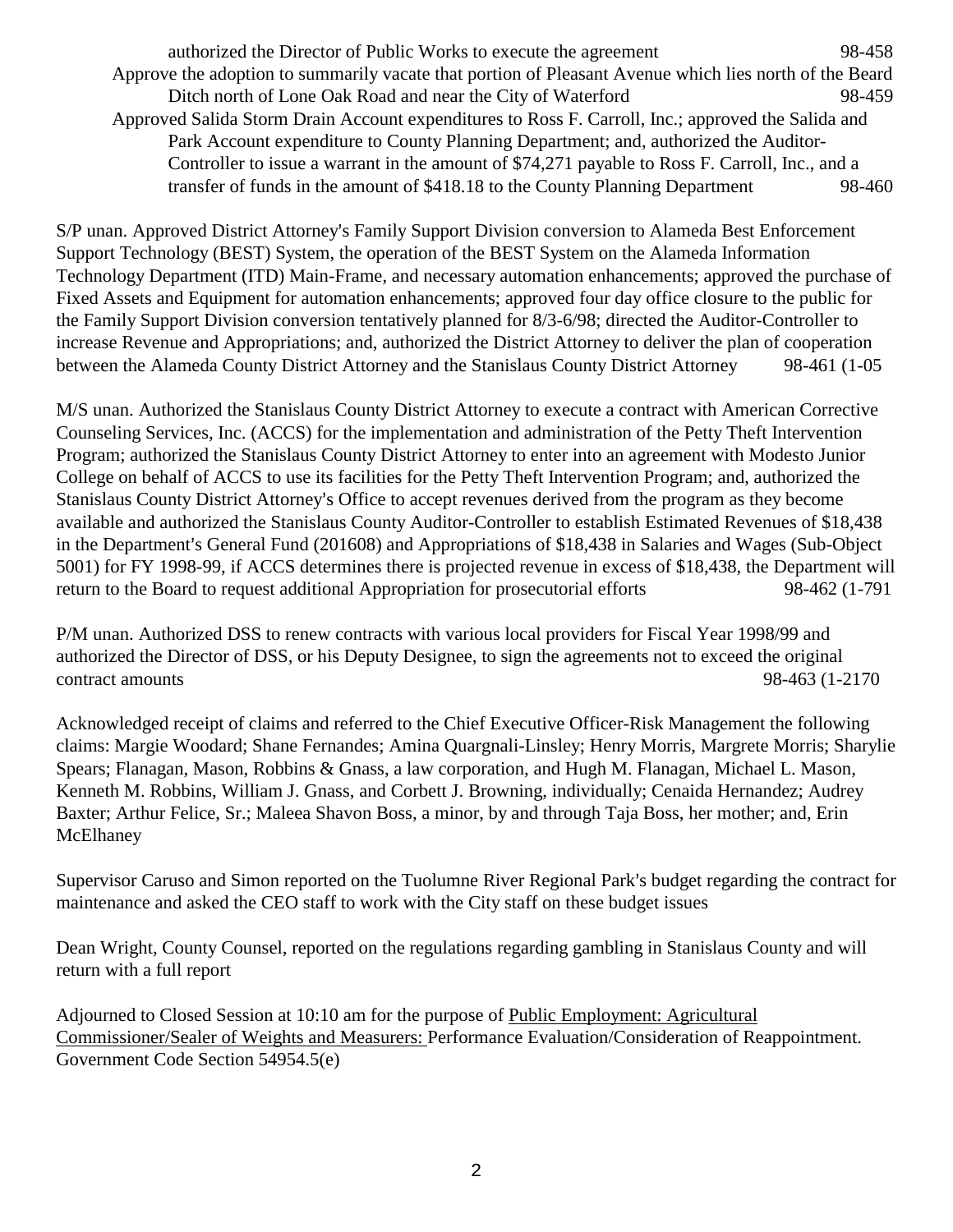authorized the Director of Public Works to execute the agreement 98-458

Approve the adoption to summarily vacate that portion of Pleasant Avenue which lies north of the Beard Ditch north of Lone Oak Road and near the City of Waterford 98-459

Approved Salida Storm Drain Account expenditures to Ross F. Carroll, Inc.; approved the Salida and Park Account expenditure to County Planning Department; and, authorized the Auditor-Controller to issue a warrant in the amount of $74,271 payable to Ross F. Carroll, Inc., and a transfer of funds in the amount of $418.18 to the County Planning Department 98-460

S/P unan. Approved District Attorney's Family Support Division conversion to Alameda Best Enforcement Support Technology (BEST) System, the operation of the BEST System on the Alameda Information Technology Department (ITD) Main-Frame, and necessary automation enhancements; approved the purchase of Fixed Assets and Equipment for automation enhancements; approved four day office closure to the public for the Family Support Division conversion tentatively planned for 8/3-6/98; directed the Auditor-Controller to increase Revenue and Appropriations; and, authorized the District Attorney to deliver the plan of cooperation between the Alameda County District Attorney and the Stanislaus County District Attorney 98-461 (1-05

M/S unan. Authorized the Stanislaus County District Attorney to execute a contract with American Corrective Counseling Services, Inc. (ACCS) for the implementation and administration of the Petty Theft Intervention Program; authorized the Stanislaus County District Attorney to enter into an agreement with Modesto Junior College on behalf of ACCS to use its facilities for the Petty Theft Intervention Program; and, authorized the Stanislaus County District Attorney's Office to accept revenues derived from the program as they become available and authorized the Stanislaus County Auditor-Controller to establish Estimated Revenues of $18,438 in the Department's General Fund (201608) and Appropriations of $18,438 in Salaries and Wages (Sub-Object 5001) for FY 1998-99, if ACCS determines there is projected revenue in excess of $18,438, the Department will return to the Board to request additional Appropriation for prosecutorial efforts 98-462 (1-791

P/M unan. Authorized DSS to renew contracts with various local providers for Fiscal Year 1998/99 and authorized the Director of DSS, or his Deputy Designee, to sign the agreements not to exceed the original contract amounts 98-463 (1-2170

Acknowledged receipt of claims and referred to the Chief Executive Officer-Risk Management the following claims: Margie Woodard; Shane Fernandes; Amina Quargnali-Linsley; Henry Morris, Margrete Morris; Sharylie Spears; Flanagan, Mason, Robbins & Gnass, a law corporation, and Hugh M. Flanagan, Michael L. Mason, Kenneth M. Robbins, William J. Gnass, and Corbett J. Browning, individually; Cenaida Hernandez; Audrey Baxter; Arthur Felice, Sr.; Maleea Shavon Boss, a minor, by and through Taja Boss, her mother; and, Erin McElhaney

Supervisor Caruso and Simon reported on the Tuolumne River Regional Park's budget regarding the contract for maintenance and asked the CEO staff to work with the City staff on these budget issues

Dean Wright, County Counsel, reported on the regulations regarding gambling in Stanislaus County and will return with a full report

Adjourned to Closed Session at 10:10 am for the purpose of Public Employment: Agricultural Commissioner/Sealer of Weights and Measurers: Performance Evaluation/Consideration of Reappointment. Government Code Section 54954.5(e)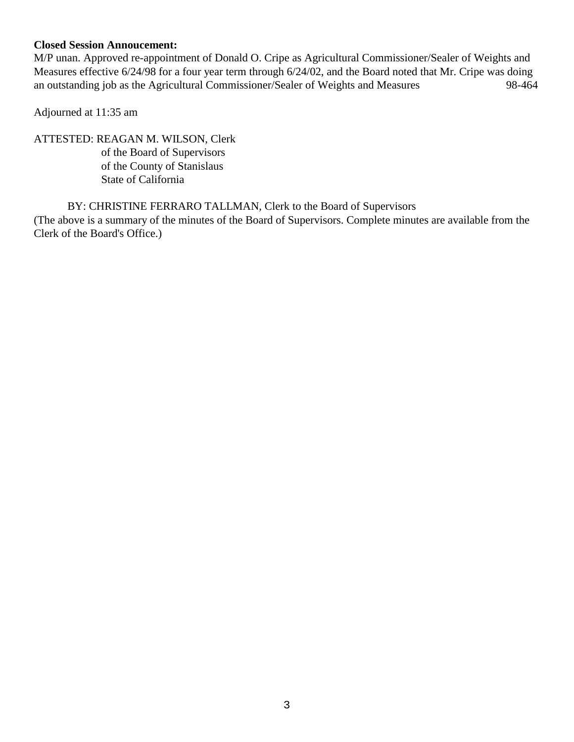**Closed Session Annoucement:**

M/P unan. Approved re-appointment of Donald O. Cripe as Agricultural Commissioner/Sealer of Weights and Measures effective 6/24/98 for a four year term through 6/24/02, and the Board noted that Mr. Cripe was doing an outstanding job as the Agricultural Commissioner/Sealer of Weights and Measures 98-464

Adjourned at 11:35 am

ATTESTED: REAGAN M. WILSON, Clerk
of the Board of Supervisors
of the County of Stanislaus
State of California

BY: CHRISTINE FERRARO TALLMAN, Clerk to the Board of Supervisors

(The above is a summary of the minutes of the Board of Supervisors. Complete minutes are available from the Clerk of the Board's Office.)